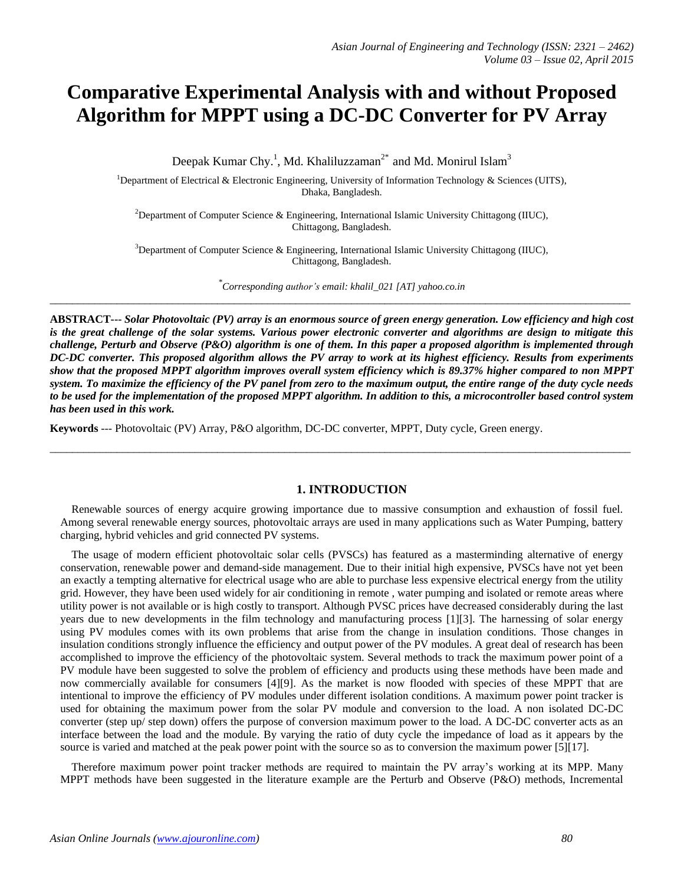# Comparative Experimental Analysis with and without Proposed Algorithm for MPPT using a DC-DC Converter for PV Array

Deepak Kumar Chy.[1], Md. Khaliluzzaman[2*] and Md. Monirul Islam[3]

[1]Department of Electrical & Electronic Engineering, University of Information Technology & Sciences (UITS), Dhaka, Bangladesh.

[2]Department of Computer Science & Engineering, International Islamic University Chittagong (IIUC), Chittagong, Bangladesh.

[3]Department of Computer Science & Engineering, International Islamic University Chittagong (IIUC), Chittagong, Bangladesh.

[*]*Corresponding author's email: khalil_021 [AT] yahoo.co.in*

---

**ABSTRACT---** ***Solar Photovoltaic (PV) array is an enormous source of green energy generation. Low efficiency and high cost is the great challenge of the solar systems. Various power electronic converter and algorithms are design to mitigate this challenge, Perturb and Observe (P&O) algorithm is one of them. In this paper a proposed algorithm is implemented through DC-DC converter. This proposed algorithm allows the PV array to work at its highest efficiency. Results from experiments show that the proposed MPPT algorithm improves overall system efficiency which is 89.37% higher compared to non MPPT system. To maximize the efficiency of the PV panel from zero to the maximum output, the entire range of the duty cycle needs to be used for the implementation of the proposed MPPT algorithm. In addition to this, a microcontroller based control system has been used in this work.***

**Keywords** --- Photovoltaic (PV) Array, P&O algorithm, DC-DC converter, MPPT, Duty cycle, Green energy.

---

## 1. INTRODUCTION

Renewable sources of energy acquire growing importance due to massive consumption and exhaustion of fossil fuel. Among several renewable energy sources, photovoltaic arrays are used in many applications such as Water Pumping, battery charging, hybrid vehicles and grid connected PV systems.

The usage of modern efficient photovoltaic solar cells (PVSCs) has featured as a masterminding alternative of energy conservation, renewable power and demand-side management. Due to their initial high expensive, PVSCs have not yet been an exactly a tempting alternative for electrical usage who are able to purchase less expensive electrical energy from the utility grid. However, they have been used widely for air conditioning in remote , water pumping and isolated or remote areas where utility power is not available or is high costly to transport. Although PVSC prices have decreased considerably during the last years due to new developments in the film technology and manufacturing process [1][3]. The harnessing of solar energy using PV modules comes with its own problems that arise from the change in insulation conditions. Those changes in insulation conditions strongly influence the efficiency and output power of the PV modules. A great deal of research has been accomplished to improve the efficiency of the photovoltaic system. Several methods to track the maximum power point of a PV module have been suggested to solve the problem of efficiency and products using these methods have been made and now commercially available for consumers [4][9]. As the market is now flooded with species of these MPPT that are intentional to improve the efficiency of PV modules under different isolation conditions. A maximum power point tracker is used for obtaining the maximum power from the solar PV module and conversion to the load. A non isolated DC-DC converter (step up/ step down) offers the purpose of conversion maximum power to the load. A DC-DC converter acts as an interface between the load and the module. By varying the ratio of duty cycle the impedance of load as it appears by the source is varied and matched at the peak power point with the source so as to conversion the maximum power [5][17].

Therefore maximum power point tracker methods are required to maintain the PV array's working at its MPP. Many MPPT methods have been suggested in the literature example are the Perturb and Observe (P&O) methods, Incremental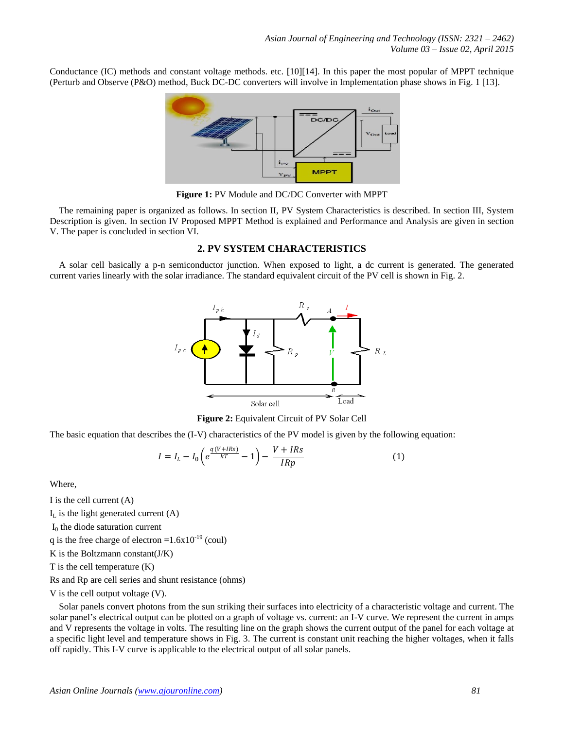Conductance (IC) methods and constant voltage methods. etc. [10][14]. In this paper the most popular of MPPT technique (Perturb and Observe (P&O) method, Buck DC-DC converters will involve in Implementation phase shows in Fig. 1 [13].

**Figure 1:** PV Module and DC/DC Converter with MPPT

The remaining paper is organized as follows. In section II, PV System Characteristics is described. In section III, System Description is given. In section IV Proposed MPPT Method is explained and Performance and Analysis are given in section V. The paper is concluded in section VI.

## 2. PV SYSTEM CHARACTERISTICS

A solar cell basically a p-n semiconductor junction. When exposed to light, a dc current is generated. The generated current varies linearly with the solar irradiance. The standard equivalent circuit of the PV cell is shown in Fig. 2.

**Figure 2:** Equivalent Circuit of PV Solar Cell

The basic equation that describes the (I-V) characteristics of the PV model is given by the following equation:

$$I = I_L - I_0\left(e^{\frac{q(V+IRs)}{kT}} - 1\right) - \frac{V + IRs}{IRp} \qquad (1)$$

Where,

I is the cell current (A)

$I_L$ is the light generated current (A)

$I_0$ the diode saturation current

q is the free charge of electron $=1.6\text{x}10^{-19}$ (coul)

K is the Boltzmann constant(J/K)

T is the cell temperature (K)

Rs and Rp are cell series and shunt resistance (ohms)

V is the cell output voltage (V).

Solar panels convert photons from the sun striking their surfaces into electricity of a characteristic voltage and current. The solar panel's electrical output can be plotted on a graph of voltage vs. current: an I-V curve. We represent the current in amps and V represents the voltage in volts. The resulting line on the graph shows the current output of the panel for each voltage at a specific light level and temperature shows in Fig. 3. The current is constant unit reaching the higher voltages, when it falls off rapidly. This I-V curve is applicable to the electrical output of all solar panels.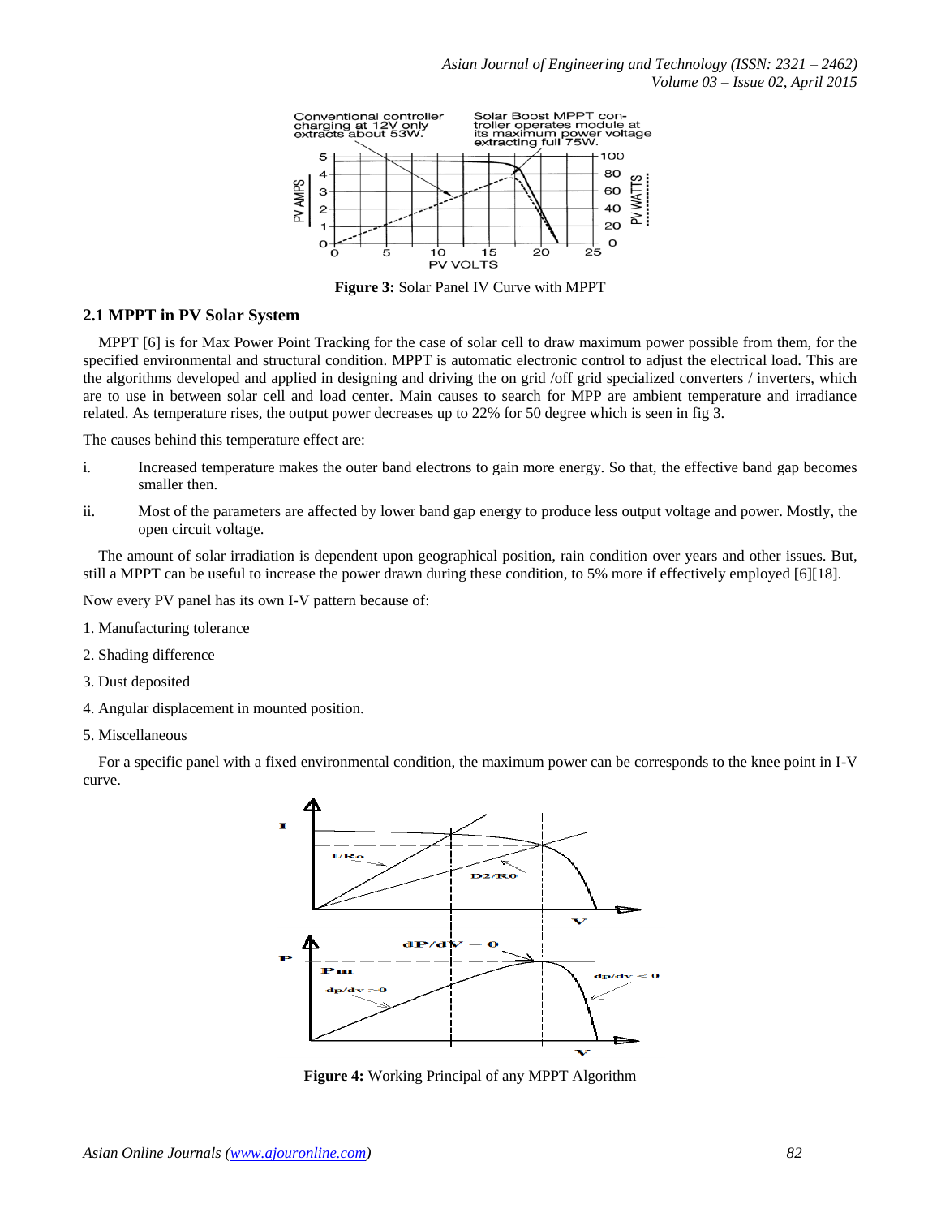**Figure 3:** Solar Panel IV Curve with MPPT

## 2.1 MPPT in PV Solar System

MPPT [6] is for Max Power Point Tracking for the case of solar cell to draw maximum power possible from them, for the specified environmental and structural condition. MPPT is automatic electronic control to adjust the electrical load. This are the algorithms developed and applied in designing and driving the on grid /off grid specialized converters / inverters, which are to use in between solar cell and load center. Main causes to search for MPP are ambient temperature and irradiance related. As temperature rises, the output power decreases up to 22% for 50 degree which is seen in fig 3.

The causes behind this temperature effect are:

i. Increased temperature makes the outer band electrons to gain more energy. So that, the effective band gap becomes smaller then.

ii. Most of the parameters are affected by lower band gap energy to produce less output voltage and power. Mostly, the open circuit voltage.

The amount of solar irradiation is dependent upon geographical position, rain condition over years and other issues. But, still a MPPT can be useful to increase the power drawn during these condition, to 5% more if effectively employed [6][18].

Now every PV panel has its own I-V pattern because of:

1. Manufacturing tolerance
2. Shading difference
3. Dust deposited
4. Angular displacement in mounted position.
5. Miscellaneous

For a specific panel with a fixed environmental condition, the maximum power can be corresponds to the knee point in I-V curve.

**Figure 4:** Working Principal of any MPPT Algorithm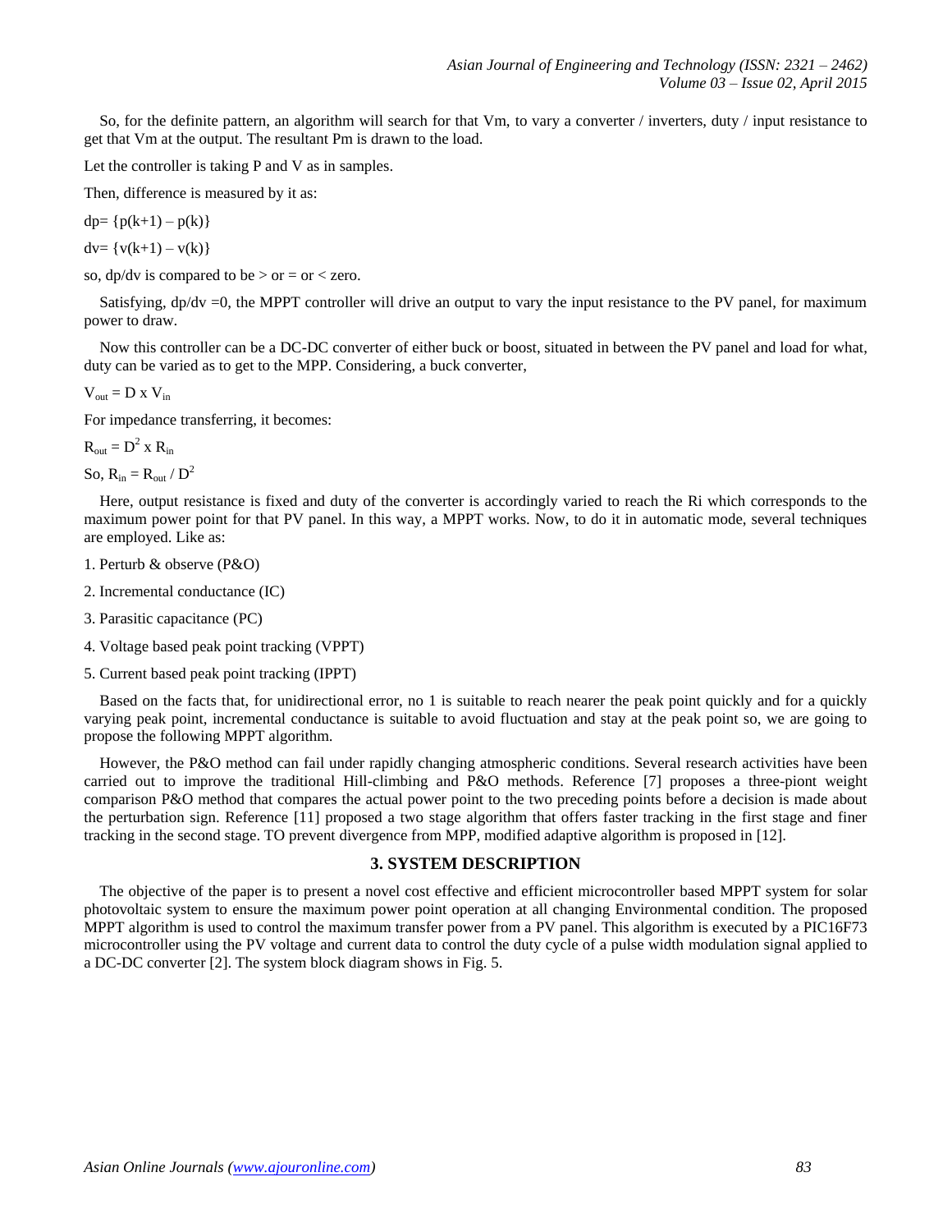So, for the definite pattern, an algorithm will search for that Vm, to vary a converter / inverters, duty / input resistance to get that Vm at the output. The resultant Pm is drawn to the load.

Let the controller is taking P and V as in samples.

Then, difference is measured by it as:

dp= {p(k+1) – p(k)}

dv= {v(k+1) – v(k)}

so, dp/dv is compared to be > or = or < zero.

Satisfying, dp/dv =0, the MPPT controller will drive an output to vary the input resistance to the PV panel, for maximum power to draw.

Now this controller can be a DC-DC converter of either buck or boost, situated in between the PV panel and load for what, duty can be varied as to get to the MPP. Considering, a buck converter,

$V_{out} = D \times V_{in}$

For impedance transferring, it becomes:

$R_{out} = D^2 \times R_{in}$

So, $R_{in} = R_{out} / D^2$

Here, output resistance is fixed and duty of the converter is accordingly varied to reach the Ri which corresponds to the maximum power point for that PV panel. In this way, a MPPT works. Now, to do it in automatic mode, several techniques are employed. Like as:

1. Perturb & observe (P&O)
2. Incremental conductance (IC)
3. Parasitic capacitance (PC)
4. Voltage based peak point tracking (VPPT)
5. Current based peak point tracking (IPPT)

Based on the facts that, for unidirectional error, no 1 is suitable to reach nearer the peak point quickly and for a quickly varying peak point, incremental conductance is suitable to avoid fluctuation and stay at the peak point so, we are going to propose the following MPPT algorithm.

However, the P&O method can fail under rapidly changing atmospheric conditions. Several research activities have been carried out to improve the traditional Hill-climbing and P&O methods. Reference [7] proposes a three-piont weight comparison P&O method that compares the actual power point to the two preceding points before a decision is made about the perturbation sign. Reference [11] proposed a two stage algorithm that offers faster tracking in the first stage and finer tracking in the second stage. TO prevent divergence from MPP, modified adaptive algorithm is proposed in [12].

## 3. SYSTEM DESCRIPTION

The objective of the paper is to present a novel cost effective and efficient microcontroller based MPPT system for solar photovoltaic system to ensure the maximum power point operation at all changing Environmental condition. The proposed MPPT algorithm is used to control the maximum transfer power from a PV panel. This algorithm is executed by a PIC16F73 microcontroller using the PV voltage and current data to control the duty cycle of a pulse width modulation signal applied to a DC-DC converter [2]. The system block diagram shows in Fig. 5.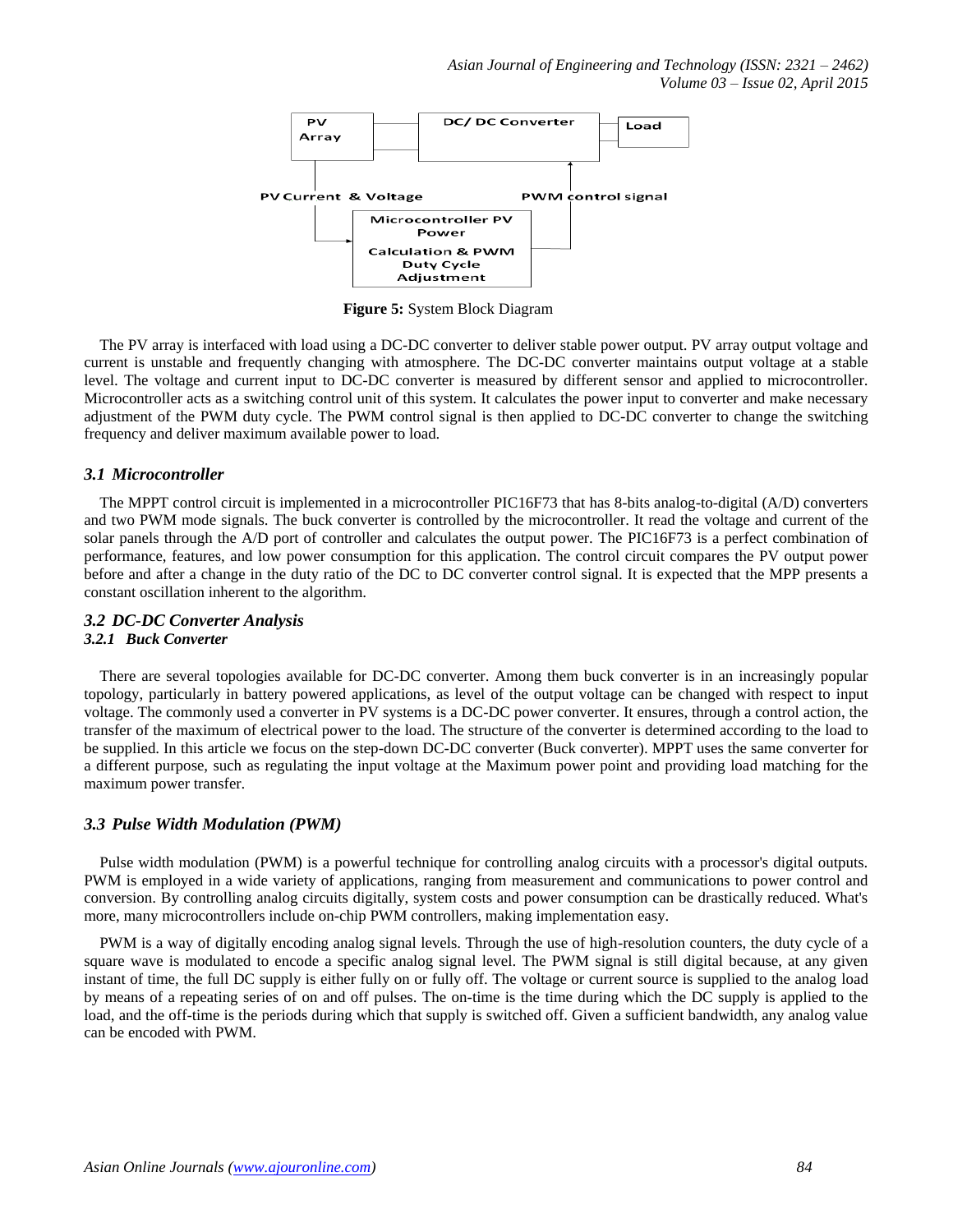PV Array

DC/ DC Converter

Load

PV Current & Voltage

PWM control signal

Microcontroller PV Power Calculation & PWM Duty Cycle Adjustment

**Figure 5:** System Block Diagram

The PV array is interfaced with load using a DC-DC converter to deliver stable power output. PV array output voltage and current is unstable and frequently changing with atmosphere. The DC-DC converter maintains output voltage at a stable level. The voltage and current input to DC-DC converter is measured by different sensor and applied to microcontroller. Microcontroller acts as a switching control unit of this system. It calculates the power input to converter and make necessary adjustment of the PWM duty cycle. The PWM control signal is then applied to DC-DC converter to change the switching frequency and deliver maximum available power to load.

### *3.1 Microcontroller*

The MPPT control circuit is implemented in a microcontroller PIC16F73 that has 8-bits analog-to-digital (A/D) converters and two PWM mode signals. The buck converter is controlled by the microcontroller. It read the voltage and current of the solar panels through the A/D port of controller and calculates the output power. The PIC16F73 is a perfect combination of performance, features, and low power consumption for this application. The control circuit compares the PV output power before and after a change in the duty ratio of the DC to DC converter control signal. It is expected that the MPP presents a constant oscillation inherent to the algorithm.

### *3.2 DC-DC Converter Analysis*

#### *3.2.1 Buck Converter*

There are several topologies available for DC-DC converter. Among them buck converter is in an increasingly popular topology, particularly in battery powered applications, as level of the output voltage can be changed with respect to input voltage. The commonly used a converter in PV systems is a DC-DC power converter. It ensures, through a control action, the transfer of the maximum of electrical power to the load. The structure of the converter is determined according to the load to be supplied. In this article we focus on the step-down DC-DC converter (Buck converter). MPPT uses the same converter for a different purpose, such as regulating the input voltage at the Maximum power point and providing load matching for the maximum power transfer.

### *3.3 Pulse Width Modulation (PWM)*

Pulse width modulation (PWM) is a powerful technique for controlling analog circuits with a processor's digital outputs. PWM is employed in a wide variety of applications, ranging from measurement and communications to power control and conversion. By controlling analog circuits digitally, system costs and power consumption can be drastically reduced. What's more, many microcontrollers include on-chip PWM controllers, making implementation easy.

PWM is a way of digitally encoding analog signal levels. Through the use of high-resolution counters, the duty cycle of a square wave is modulated to encode a specific analog signal level. The PWM signal is still digital because, at any given instant of time, the full DC supply is either fully on or fully off. The voltage or current source is supplied to the analog load by means of a repeating series of on and off pulses. The on-time is the time during which the DC supply is applied to the load, and the off-time is the periods during which that supply is switched off. Given a sufficient bandwidth, any analog value can be encoded with PWM.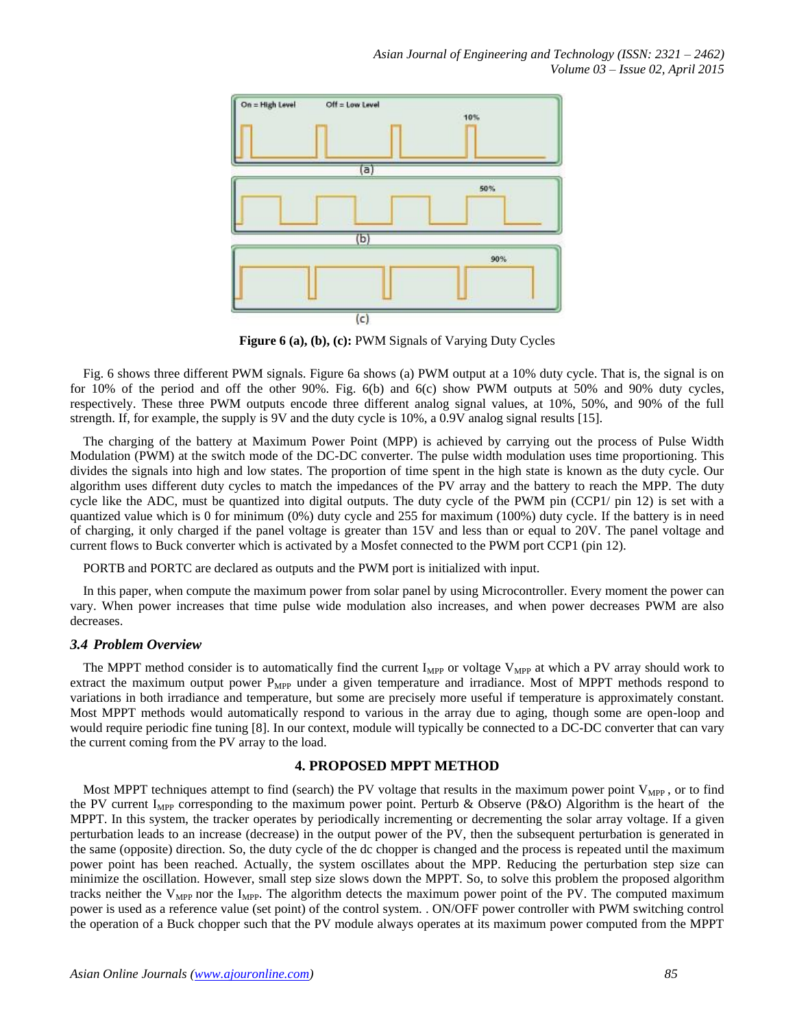**Figure 6 (a), (b), (c):** PWM Signals of Varying Duty Cycles

Fig. 6 shows three different PWM signals. Figure 6a shows (a) PWM output at a 10% duty cycle. That is, the signal is on for 10% of the period and off the other 90%. Fig. 6(b) and 6(c) show PWM outputs at 50% and 90% duty cycles, respectively. These three PWM outputs encode three different analog signal values, at 10%, 50%, and 90% of the full strength. If, for example, the supply is 9V and the duty cycle is 10%, a 0.9V analog signal results [15].

The charging of the battery at Maximum Power Point (MPP) is achieved by carrying out the process of Pulse Width Modulation (PWM) at the switch mode of the DC-DC converter. The pulse width modulation uses time proportioning. This divides the signals into high and low states. The proportion of time spent in the high state is known as the duty cycle. Our algorithm uses different duty cycles to match the impedances of the PV array and the battery to reach the MPP. The duty cycle like the ADC, must be quantized into digital outputs. The duty cycle of the PWM pin (CCP1/ pin 12) is set with a quantized value which is 0 for minimum (0%) duty cycle and 255 for maximum (100%) duty cycle. If the battery is in need of charging, it only charged if the panel voltage is greater than 15V and less than or equal to 20V. The panel voltage and current flows to Buck converter which is activated by a Mosfet connected to the PWM port CCP1 (pin 12).

PORTB and PORTC are declared as outputs and the PWM port is initialized with input.

In this paper, when compute the maximum power from solar panel by using Microcontroller. Every moment the power can vary. When power increases that time pulse wide modulation also increases, and when power decreases PWM are also decreases.

### *3.4 Problem Overview*

The MPPT method consider is to automatically find the current $I_{MPP}$ or voltage $V_{MPP}$ at which a PV array should work to extract the maximum output power $P_{MPP}$ under a given temperature and irradiance. Most of MPPT methods respond to variations in both irradiance and temperature, but some are precisely more useful if temperature is approximately constant. Most MPPT methods would automatically respond to various in the array due to aging, though some are open-loop and would require periodic fine tuning [8]. In our context, module will typically be connected to a DC-DC converter that can vary the current coming from the PV array to the load.

## 4. PROPOSED MPPT METHOD

Most MPPT techniques attempt to find (search) the PV voltage that results in the maximum power point $V_{MPP}$ , or to find the PV current $I_{MPP}$ corresponding to the maximum power point. Perturb & Observe (P&O) Algorithm is the heart of the MPPT. In this system, the tracker operates by periodically incrementing or decrementing the solar array voltage. If a given perturbation leads to an increase (decrease) in the output power of the PV, then the subsequent perturbation is generated in the same (opposite) direction. So, the duty cycle of the dc chopper is changed and the process is repeated until the maximum power point has been reached. Actually, the system oscillates about the MPP. Reducing the perturbation step size can minimize the oscillation. However, small step size slows down the MPPT. So, to solve this problem the proposed algorithm tracks neither the $V_{MPP}$ nor the $I_{MPP}$. The algorithm detects the maximum power point of the PV. The computed maximum power is used as a reference value (set point) of the control system. . ON/OFF power controller with PWM switching control the operation of a Buck chopper such that the PV module always operates at its maximum power computed from the MPPT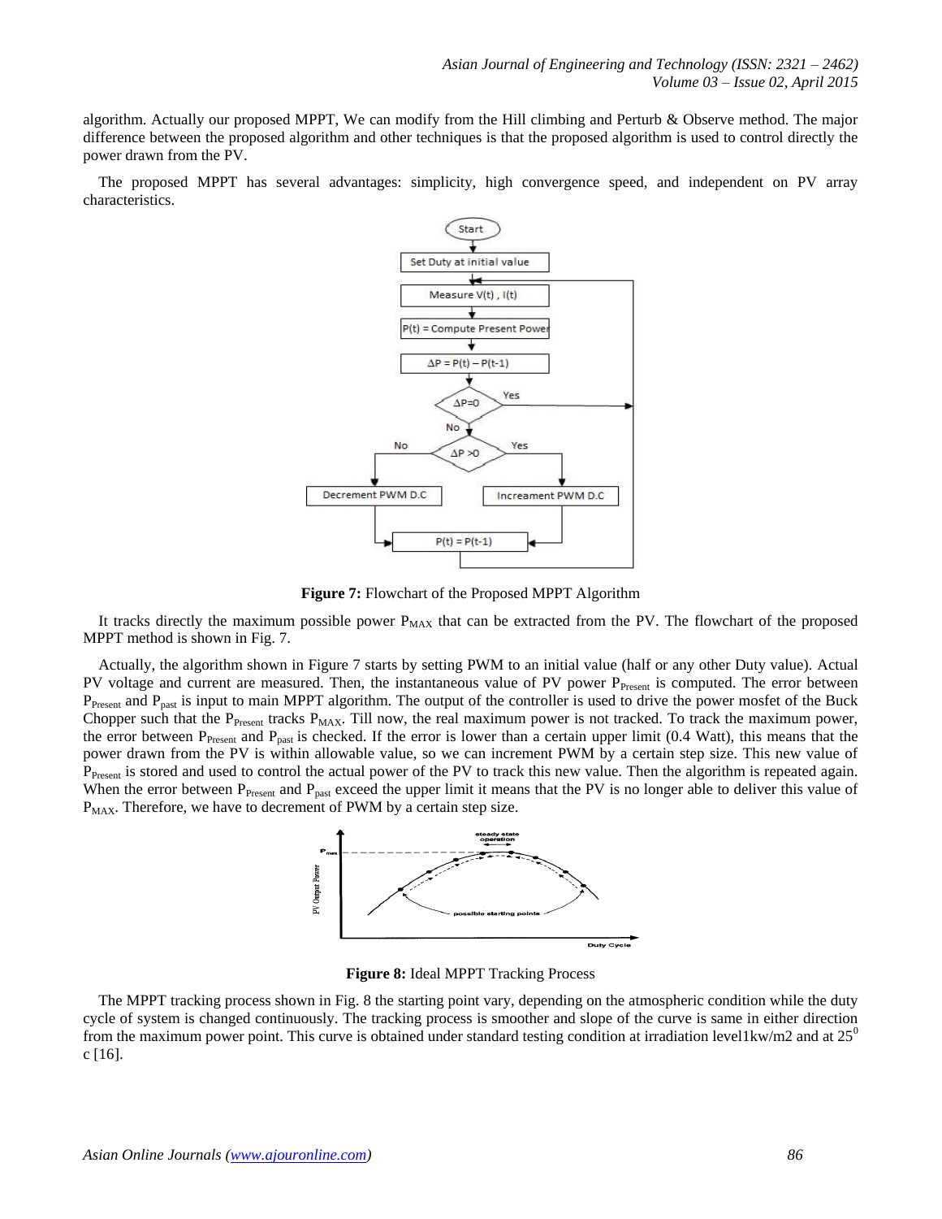algorithm. Actually our proposed MPPT, We can modify from the Hill climbing and Perturb & Observe method. The major difference between the proposed algorithm and other techniques is that the proposed algorithm is used to control directly the power drawn from the PV.

The proposed MPPT has several advantages: simplicity, high convergence speed, and independent on PV array characteristics.

**Figure 7:** Flowchart of the Proposed MPPT Algorithm

It tracks directly the maximum possible power $P_{MAX}$ that can be extracted from the PV. The flowchart of the proposed MPPT method is shown in Fig. 7.

Actually, the algorithm shown in Figure 7 starts by setting PWM to an initial value (half or any other Duty value). Actual PV voltage and current are measured. Then, the instantaneous value of PV power $P_{Present}$ is computed. The error between $P_{Present}$ and $P_{past}$ is input to main MPPT algorithm. The output of the controller is used to drive the power mosfet of the Buck Chopper such that the $P_{Present}$ tracks $P_{MAX}$. Till now, the real maximum power is not tracked. To track the maximum power, the error between $P_{Present}$ and $P_{past}$ is checked. If the error is lower than a certain upper limit (0.4 Watt), this means that the power drawn from the PV is within allowable value, so we can increment PWM by a certain step size. This new value of $P_{Present}$ is stored and used to control the actual power of the PV to track this new value. Then the algorithm is repeated again. When the error between $P_{Present}$ and $P_{past}$ exceed the upper limit it means that the PV is no longer able to deliver this value of $P_{MAX}$. Therefore, we have to decrement of PWM by a certain step size.

**Figure 8:** Ideal MPPT Tracking Process

The MPPT tracking process shown in Fig. 8 the starting point vary, depending on the atmospheric condition while the duty cycle of system is changed continuously. The tracking process is smoother and slope of the curve is same in either direction from the maximum power point. This curve is obtained under standard testing condition at irradiation level1kw/m2 and at $25^0$ c [16].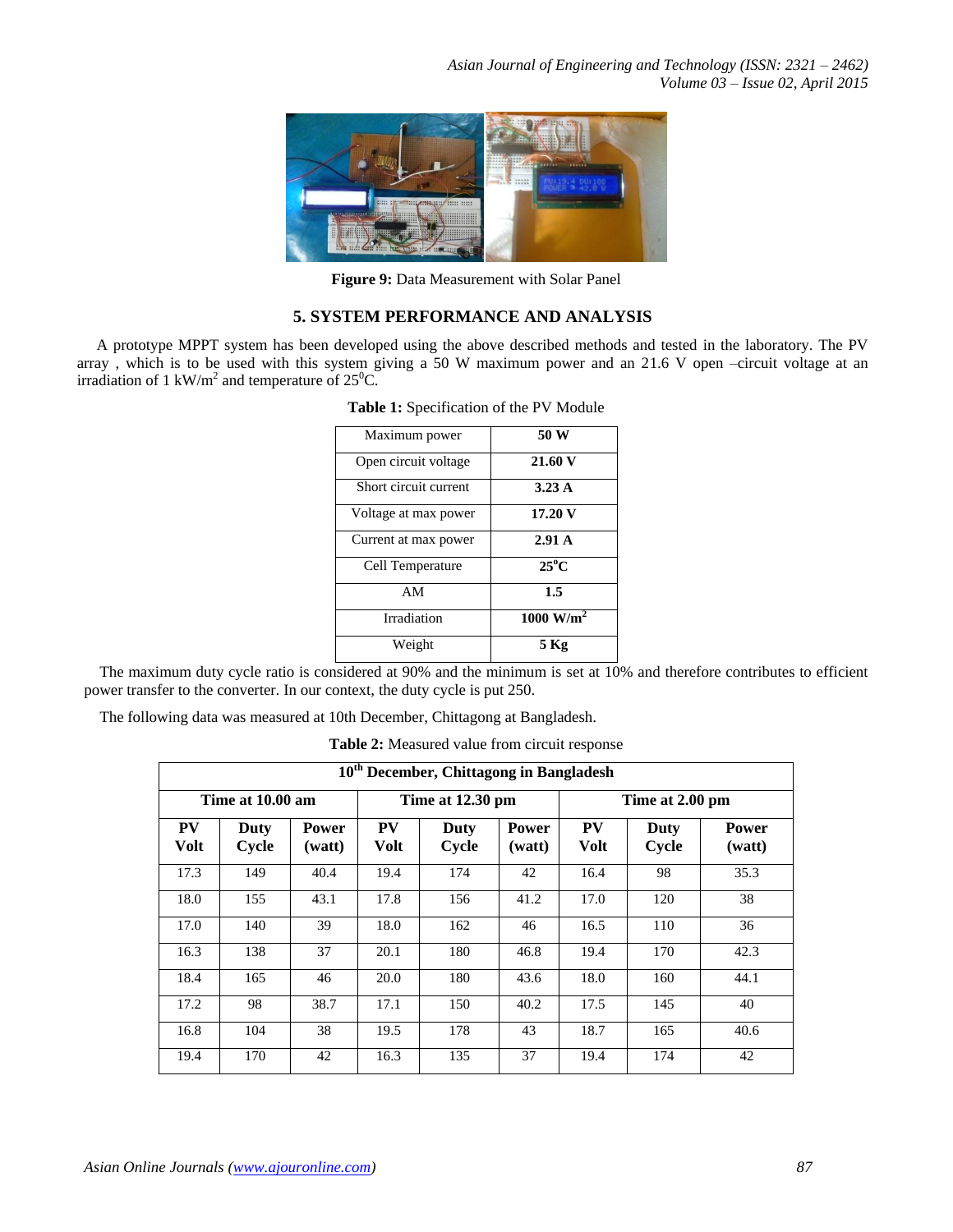Figure 9: Data Measurement with Solar Panel

## 5. SYSTEM PERFORMANCE AND ANALYSIS

A prototype MPPT system has been developed using the above described methods and tested in the laboratory. The PV array , which is to be used with this system giving a 50 W maximum power and an 21.6 V open –circuit voltage at an irradiation of 1 kW/m$^2$ and temperature of 25$^0$C.

**Table 1:** Specification of the PV Module

| | |
|---|---|
| Maximum power | **50 W** |
| Open circuit voltage | **21.60 V** |
| Short circuit current | **3.23 A** |
| Voltage at max power | **17.20 V** |
| Current at max power | **2.91 A** |
| Cell Temperature | **25$^o$C** |
| AM | **1.5** |
| Irradiation | **1000 W/m$^2$** |
| Weight | **5 Kg** |

The maximum duty cycle ratio is considered at 90% and the minimum is set at 10% and therefore contributes to efficient power transfer to the converter. In our context, the duty cycle is put 250.

The following data was measured at 10th December, Chittagong at Bangladesh.

**Table 2:** Measured value from circuit response

| 10$^{th}$ December, Chittagong in Bangladesh | | | | | | | | |
|---|---|---|---|---|---|---|---|---|
| **Time at 10.00 am** | | | **Time at 12.30 pm** | | | **Time at 2.00 pm** | | |
| **PV Volt** | **Duty Cycle** | **Power (watt)** | **PV Volt** | **Duty Cycle** | **Power (watt)** | **PV Volt** | **Duty Cycle** | **Power (watt)** |
| 17.3 | 149 | 40.4 | 19.4 | 174 | 42 | 16.4 | 98 | 35.3 |
| 18.0 | 155 | 43.1 | 17.8 | 156 | 41.2 | 17.0 | 120 | 38 |
| 17.0 | 140 | 39 | 18.0 | 162 | 46 | 16.5 | 110 | 36 |
| 16.3 | 138 | 37 | 20.1 | 180 | 46.8 | 19.4 | 170 | 42.3 |
| 18.4 | 165 | 46 | 20.0 | 180 | 43.6 | 18.0 | 160 | 44.1 |
| 17.2 | 98 | 38.7 | 17.1 | 150 | 40.2 | 17.5 | 145 | 40 |
| 16.8 | 104 | 38 | 19.5 | 178 | 43 | 18.7 | 165 | 40.6 |
| 19.4 | 170 | 42 | 16.3 | 135 | 37 | 19.4 | 174 | 42 |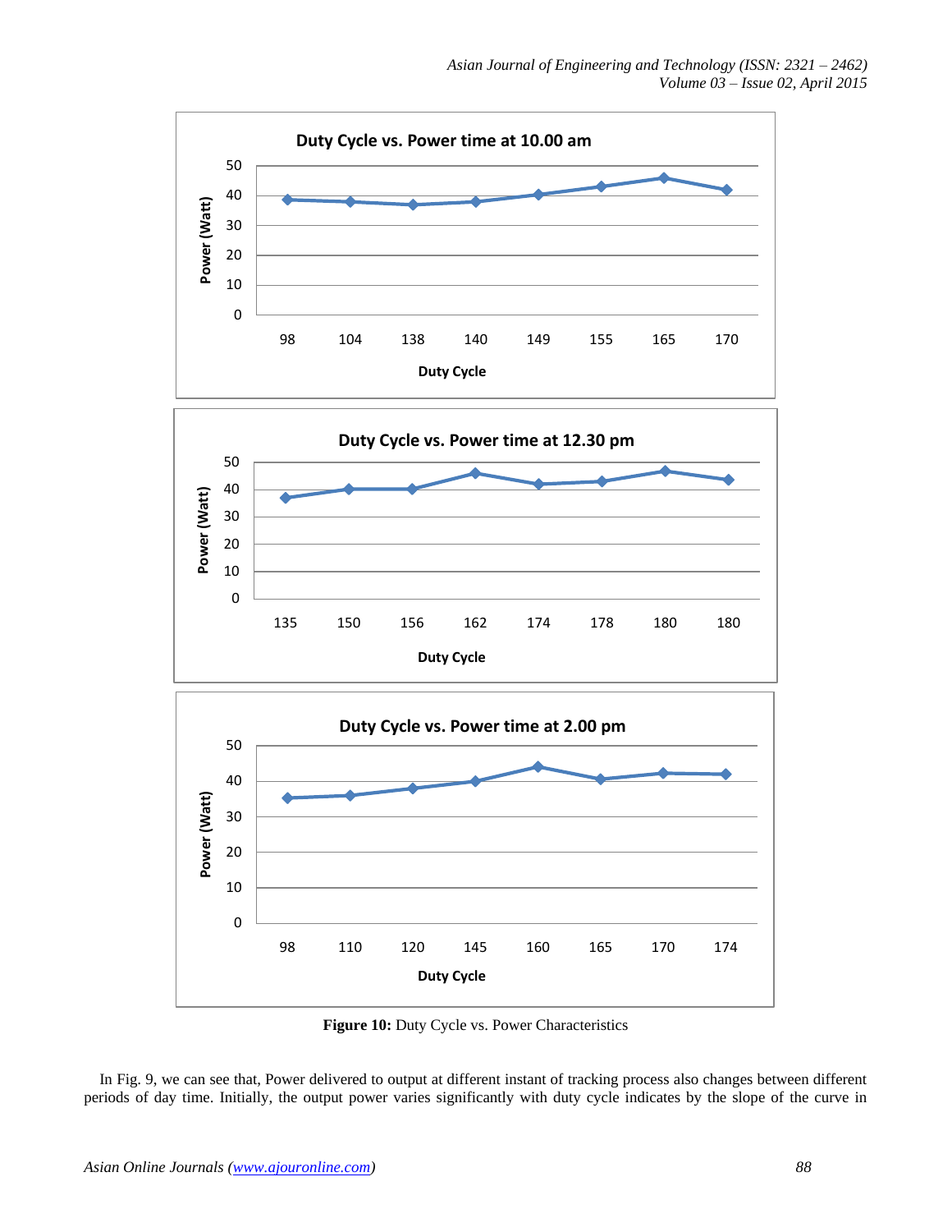**Figure 10:** Duty Cycle vs. Power Characteristics

In Fig. 9, we can see that, Power delivered to output at different instant of tracking process also changes between different periods of day time. Initially, the output power varies significantly with duty cycle indicates by the slope of the curve in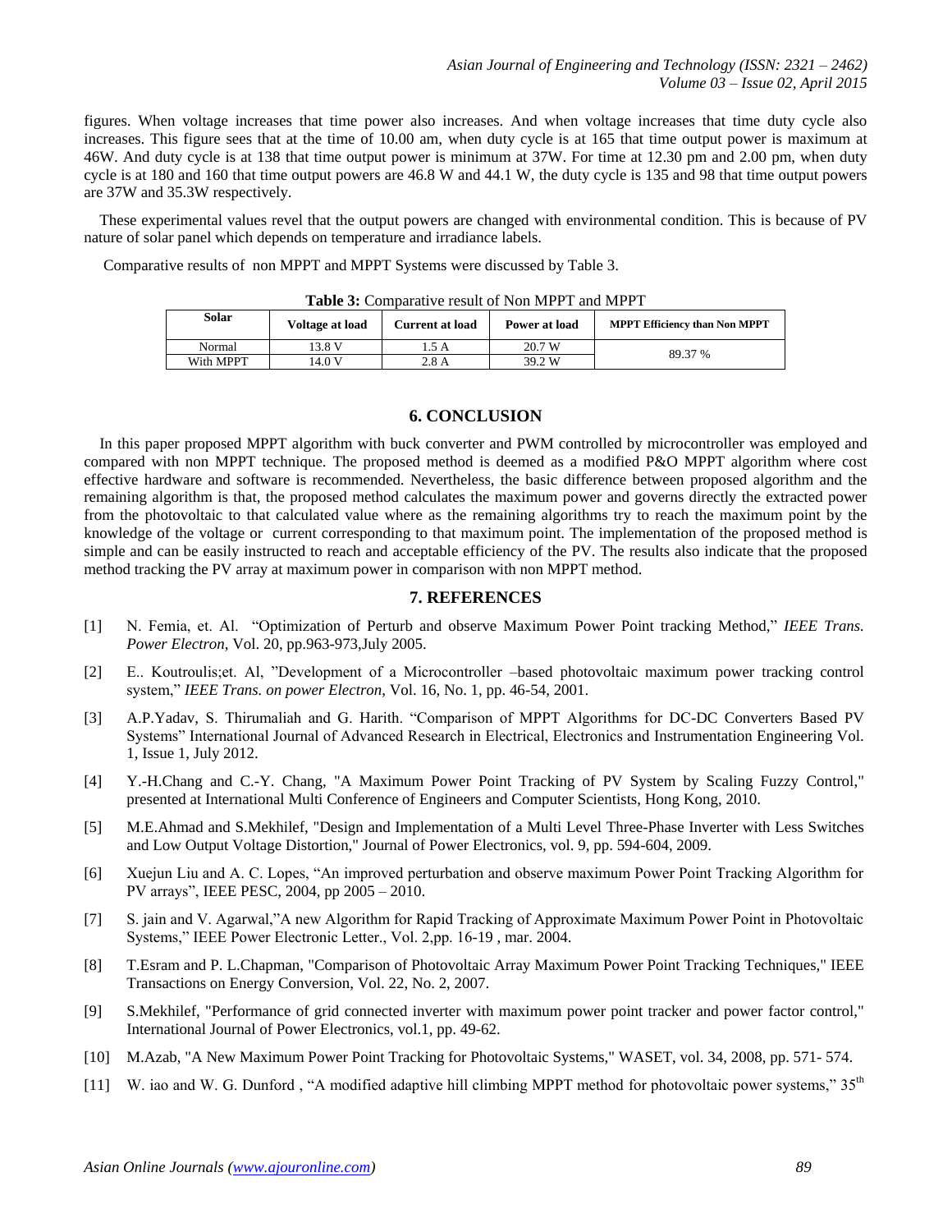figures. When voltage increases that time power also increases. And when voltage increases that time duty cycle also increases. This figure sees that at the time of 10.00 am, when duty cycle is at 165 that time output power is maximum at 46W. And duty cycle is at 138 that time output power is minimum at 37W. For time at 12.30 pm and 2.00 pm, when duty cycle is at 180 and 160 that time output powers are 46.8 W and 44.1 W, the duty cycle is 135 and 98 that time output powers are 37W and 35.3W respectively.

These experimental values revel that the output powers are changed with environmental condition. This is because of PV nature of solar panel which depends on temperature and irradiance labels.

Comparative results of non MPPT and MPPT Systems were discussed by Table 3.

**Table 3:** Comparative result of Non MPPT and MPPT

| Solar | Voltage at load | Current at load | Power at load | MPPT Efficiency than Non MPPT |
|---|---|---|---|---|
| Normal | 13.8 V | 1.5 A | 20.7 W | 89.37 % |
| With MPPT | 14.0 V | 2.8 A | 39.2 W | |

## 6. CONCLUSION

In this paper proposed MPPT algorithm with buck converter and PWM controlled by microcontroller was employed and compared with non MPPT technique. The proposed method is deemed as a modified P&O MPPT algorithm where cost effective hardware and software is recommended. Nevertheless, the basic difference between proposed algorithm and the remaining algorithm is that, the proposed method calculates the maximum power and governs directly the extracted power from the photovoltaic to that calculated value where as the remaining algorithms try to reach the maximum point by the knowledge of the voltage or current corresponding to that maximum point. The implementation of the proposed method is simple and can be easily instructed to reach and acceptable efficiency of the PV. The results also indicate that the proposed method tracking the PV array at maximum power in comparison with non MPPT method.

## 7. REFERENCES

[1] N. Femia, et. Al. "Optimization of Perturb and observe Maximum Power Point tracking Method," *IEEE Trans. Power Electron*, Vol. 20, pp.963-973,July 2005.

[2] E.. Koutroulis;et. Al, "Development of a Microcontroller –based photovoltaic maximum power tracking control system," *IEEE Trans. on power Electron*, Vol. 16, No. 1, pp. 46-54, 2001.

[3] A.P.Yadav, S. Thirumaliah and G. Harith. "Comparison of MPPT Algorithms for DC-DC Converters Based PV Systems" International Journal of Advanced Research in Electrical, Electronics and Instrumentation Engineering Vol. 1, Issue 1, July 2012.

[4] Y.-H.Chang and C.-Y. Chang, "A Maximum Power Point Tracking of PV System by Scaling Fuzzy Control," presented at International Multi Conference of Engineers and Computer Scientists, Hong Kong, 2010.

[5] M.E.Ahmad and S.Mekhilef, "Design and Implementation of a Multi Level Three-Phase Inverter with Less Switches and Low Output Voltage Distortion," Journal of Power Electronics, vol. 9, pp. 594-604, 2009.

[6] Xuejun Liu and A. C. Lopes, "An improved perturbation and observe maximum Power Point Tracking Algorithm for PV arrays", IEEE PESC, 2004, pp 2005 – 2010.

[7] S. jain and V. Agarwal,"A new Algorithm for Rapid Tracking of Approximate Maximum Power Point in Photovoltaic Systems," IEEE Power Electronic Letter., Vol. 2,pp. 16-19 , mar. 2004.

[8] T.Esram and P. L.Chapman, "Comparison of Photovoltaic Array Maximum Power Point Tracking Techniques," IEEE Transactions on Energy Conversion, Vol. 22, No. 2, 2007.

[9] S.Mekhilef, "Performance of grid connected inverter with maximum power point tracker and power factor control," International Journal of Power Electronics, vol.1, pp. 49-62.

[10] M.Azab, "A New Maximum Power Point Tracking for Photovoltaic Systems," WASET, vol. 34, 2008, pp. 571- 574.

[11] W. iao and W. G. Dunford , "A modified adaptive hill climbing MPPT method for photovoltaic power systems," 35th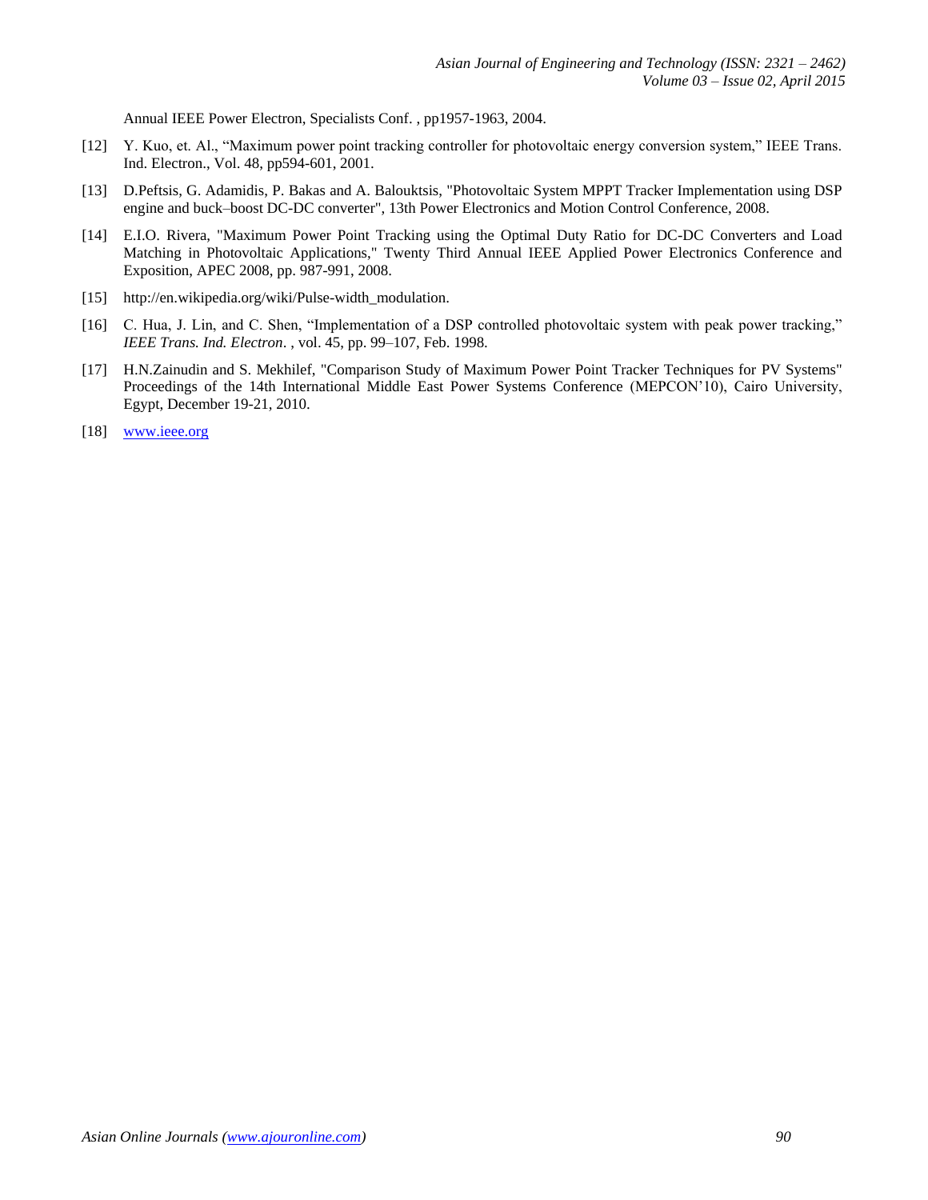Annual IEEE Power Electron, Specialists Conf. , pp1957-1963, 2004.

[12] Y. Kuo, et. Al., “Maximum power point tracking controller for photovoltaic energy conversion system,” IEEE Trans. Ind. Electron., Vol. 48, pp594-601, 2001.

[13] D.Peftsis, G. Adamidis, P. Bakas and A. Balouktsis, "Photovoltaic System MPPT Tracker Implementation using DSP engine and buck–boost DC-DC converter", 13th Power Electronics and Motion Control Conference, 2008.

[14] E.I.O. Rivera, "Maximum Power Point Tracking using the Optimal Duty Ratio for DC-DC Converters and Load Matching in Photovoltaic Applications," Twenty Third Annual IEEE Applied Power Electronics Conference and Exposition, APEC 2008, pp. 987-991, 2008.

[15] http://en.wikipedia.org/wiki/Pulse-width_modulation.

[16] C. Hua, J. Lin, and C. Shen, “Implementation of a DSP controlled photovoltaic system with peak power tracking,” *IEEE Trans. Ind. Electron*. , vol. 45, pp. 99–107, Feb. 1998.

[17] H.N.Zainudin and S. Mekhilef, "Comparison Study of Maximum Power Point Tracker Techniques for PV Systems" Proceedings of the 14th International Middle East Power Systems Conference (MEPCON’10), Cairo University, Egypt, December 19-21, 2010.

[18] www.ieee.org